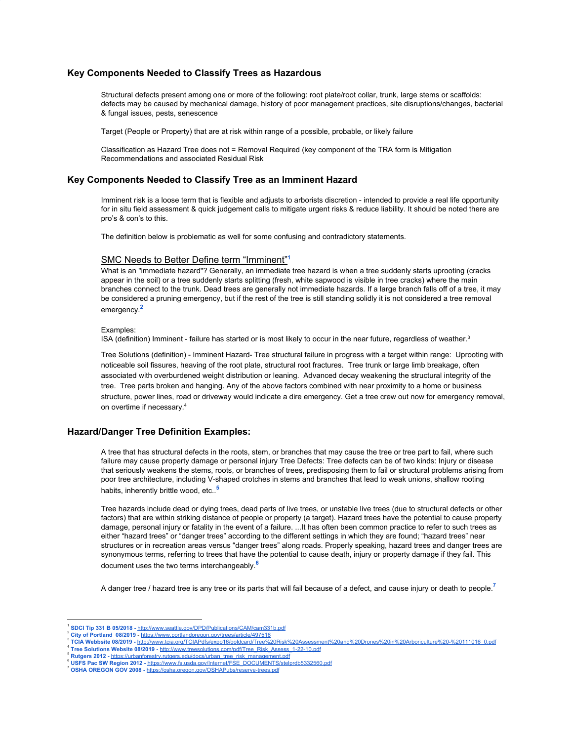## Key Components Needed to Classify Trees as Hazardous

Structural defects present among one or more of the following: root plate/root collar, trunk, large stems or scaffolds: defects may be caused by mechanical damage, history of poor management practices, site disruptions/changes, bacterial & fungal issues, pests, senescence

Target (People or Property) that are at risk within range of a possible, probable, or likely failure

Classification as Hazard Tree does not = Removal Required (key component of the TRA form is Mitigation Recommendations and associated Residual Risk

## Key Components Needed to Classify Tree as an Imminent Hazard

Imminent risk is a loose term that is flexible and adjusts to arborists discretion - intended to provide a real life opportunity for in situ field assessment & quick judgement calls to mitigate urgent risks & reduce liability. It should be noted there are pro's & con's to this.

The definition below is problematic as well for some confusing and contradictory statements.

### SMC Needs to Better Define term "Imminent"[1]

What is an "immediate hazard"? Generally, an immediate tree hazard is when a tree suddenly starts uprooting (cracks appear in the soil) or a tree suddenly starts splitting (fresh, white sapwood is visible in tree cracks) where the main branches connect to the trunk. Dead trees are generally not immediate hazards. If a large branch falls off of a tree, it may be considered a pruning emergency, but if the rest of the tree is still standing solidly it is not considered a tree removal emergency.[2]

Examples:
ISA (definition) Imminent - failure has started or is most likely to occur in the near future, regardless of weather.[3]

Tree Solutions (definition) - Imminent Hazard- Tree structural failure in progress with a target within range: Uprooting with noticeable soil fissures, heaving of the root plate, structural root fractures. Tree trunk or large limb breakage, often associated with overburdened weight distribution or leaning. Advanced decay weakening the structural integrity of the tree. Tree parts broken and hanging. Any of the above factors combined with near proximity to a home or business structure, power lines, road or driveway would indicate a dire emergency. Get a tree crew out now for emergency removal, on overtime if necessary.[4]

## Hazard/Danger Tree Definition Examples:

A tree that has structural defects in the roots, stem, or branches that may cause the tree or tree part to fail, where such failure may cause property damage or personal injury Tree Defects: Tree defects can be of two kinds: Injury or disease that seriously weakens the stems, roots, or branches of trees, predisposing them to fail or structural problems arising from poor tree architecture, including V-shaped crotches in stems and branches that lead to weak unions, shallow rooting habits, inherently brittle wood, etc..[5]

Tree hazards include dead or dying trees, dead parts of live trees, or unstable live trees (due to structural defects or other factors) that are within striking distance of people or property (a target). Hazard trees have the potential to cause property damage, personal injury or fatality in the event of a failure. ...It has often been common practice to refer to such trees as either "hazard trees" or "danger trees" according to the different settings in which they are found; "hazard trees" near structures or in recreation areas versus "danger trees" along roads. Properly speaking, hazard trees and danger trees are synonymous terms, referring to trees that have the potential to cause death, injury or property damage if they fail. This document uses the two terms interchangeably.[6]

A danger tree / hazard tree is any tree or its parts that will fail because of a defect, and cause injury or death to people.[7]

---

[1] **SDCI Tip 331 B 05/2018 -** http://www.seattle.gov/DPD/Publications/CAM/cam331b.pdf
[2] **City of Portland 08/2019 -** https://www.portlandoregon.gov/trees/article/497516
[3] **TCIA Webbsite 08/2019 -** http://www.tcia.org/TCIAPdfs/expo16/goldcard/Tree%20Risk%20Assessment%20and%20Drones%20in%20Arboriculture%20-%20111016_0.pdf
[4] **Tree Solutions Website 08/2019 -** http://www.treesolutions.com/pdf/Tree_Risk_Assess_1-22-10.pdf
[5] **Rutgers 2012 -** https://urbanforestry.rutgers.edu/docs/urban_tree_risk_management.pdf
[6] **USFS Pac SW Region 2012 -** https://www.fs.usda.gov/Internet/FSE_DOCUMENTS/stelprdb5332560.pdf
[7] **OSHA OREGON GOV 2008 -** https://osha.oregon.gov/OSHAPubs/reserve-trees.pdf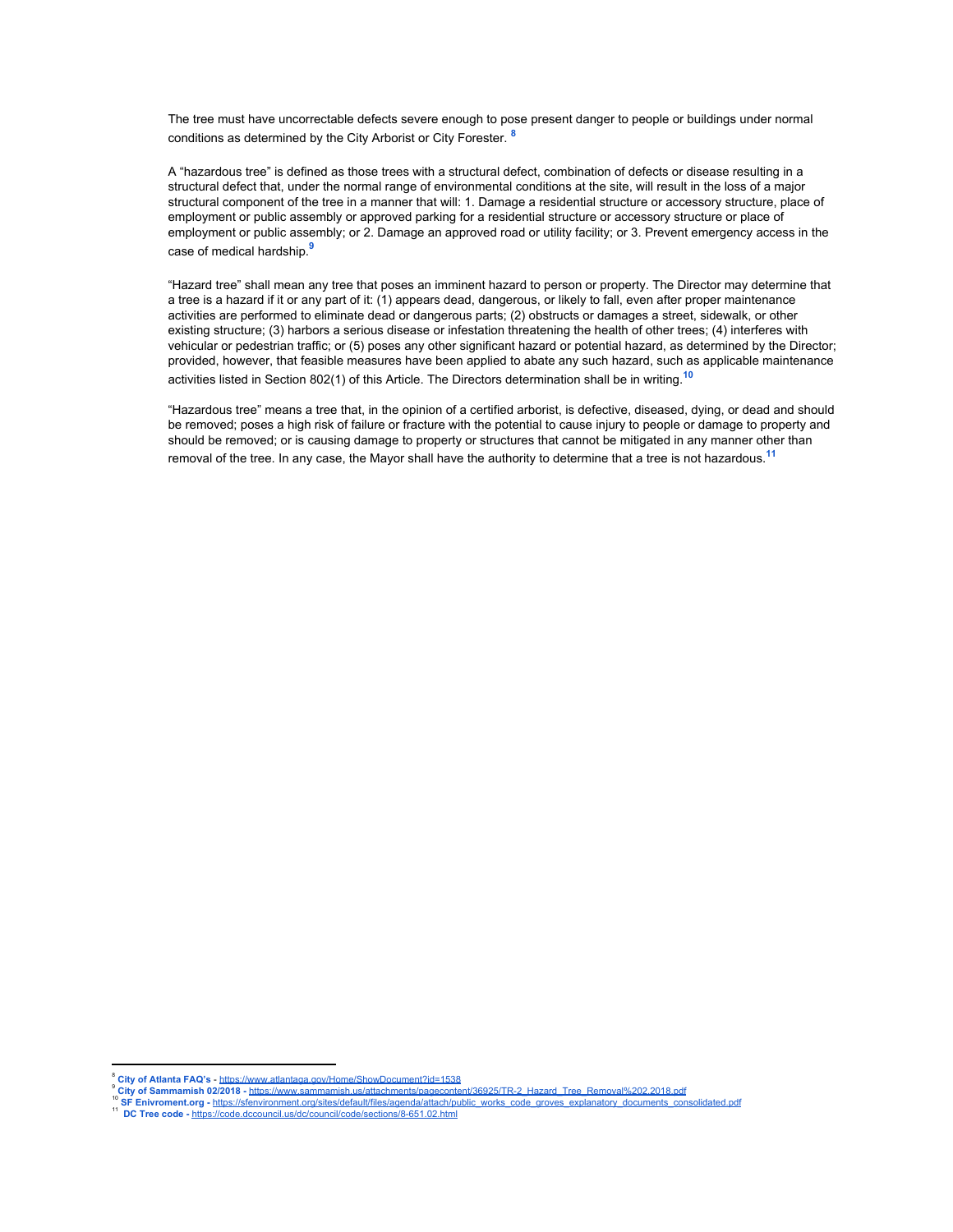The tree must have uncorrectable defects severe enough to pose present danger to people or buildings under normal conditions as determined by the City Arborist or City Forester. [8]

A "hazardous tree" is defined as those trees with a structural defect, combination of defects or disease resulting in a structural defect that, under the normal range of environmental conditions at the site, will result in the loss of a major structural component of the tree in a manner that will: 1. Damage a residential structure or accessory structure, place of employment or public assembly or approved parking for a residential structure or accessory structure or place of employment or public assembly; or 2. Damage an approved road or utility facility; or 3. Prevent emergency access in the case of medical hardship.[9]

"Hazard tree" shall mean any tree that poses an imminent hazard to person or property. The Director may determine that a tree is a hazard if it or any part of it: (1) appears dead, dangerous, or likely to fall, even after proper maintenance activities are performed to eliminate dead or dangerous parts; (2) obstructs or damages a street, sidewalk, or other existing structure; (3) harbors a serious disease or infestation threatening the health of other trees; (4) interferes with vehicular or pedestrian traffic; or (5) poses any other significant hazard or potential hazard, as determined by the Director; provided, however, that feasible measures have been applied to abate any such hazard, such as applicable maintenance activities listed in Section 802(1) of this Article. The Directors determination shall be in writing.[10]

"Hazardous tree" means a tree that, in the opinion of a certified arborist, is defective, diseased, dying, or dead and should be removed; poses a high risk of failure or fracture with the potential to cause injury to people or damage to property and should be removed; or is causing damage to property or structures that cannot be mitigated in any manner other than removal of the tree. In any case, the Mayor shall have the authority to determine that a tree is not hazardous.[11]

---

[8] **City of Atlanta FAQ's -** https://www.atlantaga.gov/Home/ShowDocument?id=1538

[9] **City of Sammamish 02/2018 -** https://www.sammamish.us/attachments/pagecontent/36925/TR-2_Hazard_Tree_Removal%202.2018.pdf

[10] **SF Enivroment.org -** https://sfenvironment.org/sites/default/files/agenda/attach/public_works_code_groves_explanatory_documents_consolidated.pdf

[11] **DC Tree code -** https://code.dccouncil.us/dc/council/code/sections/8-651.02.html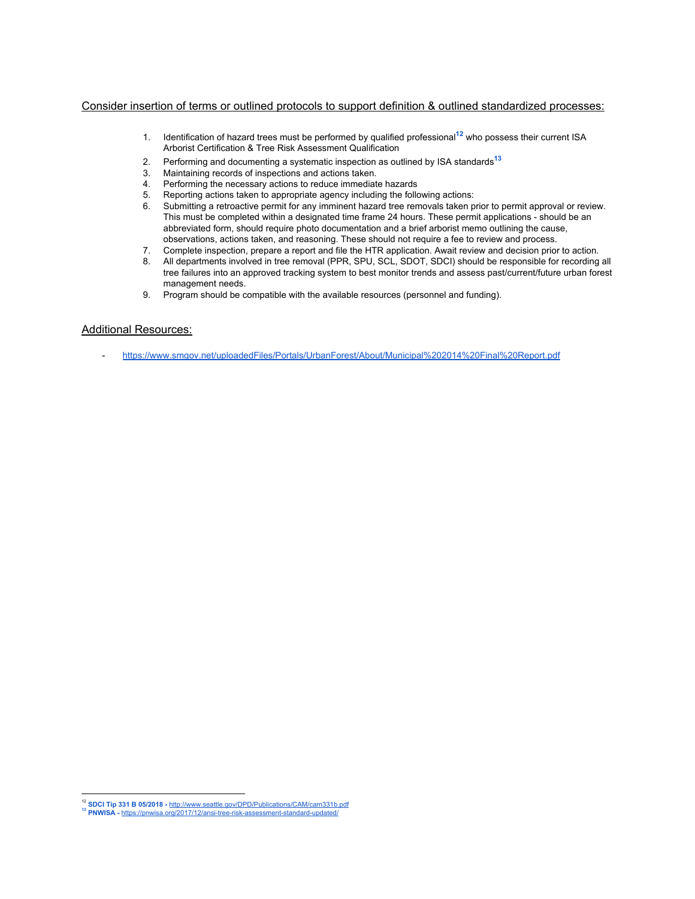Consider insertion of terms or outlined protocols to support definition & outlined standardized processes:

1. Identification of hazard trees must be performed by qualified professional[12] who possess their current ISA Arborist Certification & Tree Risk Assessment Qualification
2. Performing and documenting a systematic inspection as outlined by ISA standards[13]
3. Maintaining records of inspections and actions taken.
4. Performing the necessary actions to reduce immediate hazards
5. Reporting actions taken to appropriate agency including the following actions:
6. Submitting a retroactive permit for any imminent hazard tree removals taken prior to permit approval or review. This must be completed within a designated time frame 24 hours. These permit applications - should be an abbreviated form, should require photo documentation and a brief arborist memo outlining the cause, observations, actions taken, and reasoning. These should not require a fee to review and process.
7. Complete inspection, prepare a report and file the HTR application. Await review and decision prior to action.
8. All departments involved in tree removal (PPR, SPU, SCL, SDOT, SDCI) should be responsible for recording all tree failures into an approved tracking system to best monitor trends and assess past/current/future urban forest management needs.
9. Program should be compatible with the available resources (personnel and funding).

Additional Resources:

- https://www.smgov.net/uploadedFiles/Portals/UrbanForest/About/Municipal%202014%20Final%20Report.pdf

[12] **SDCI Tip 331 B 05/2018 -** http://www.seattle.gov/DPD/Publications/CAM/cam331b.pdf
[13] **PNWISA -** https://pnwisa.org/2017/12/ansi-tree-risk-assessment-standard-updated/